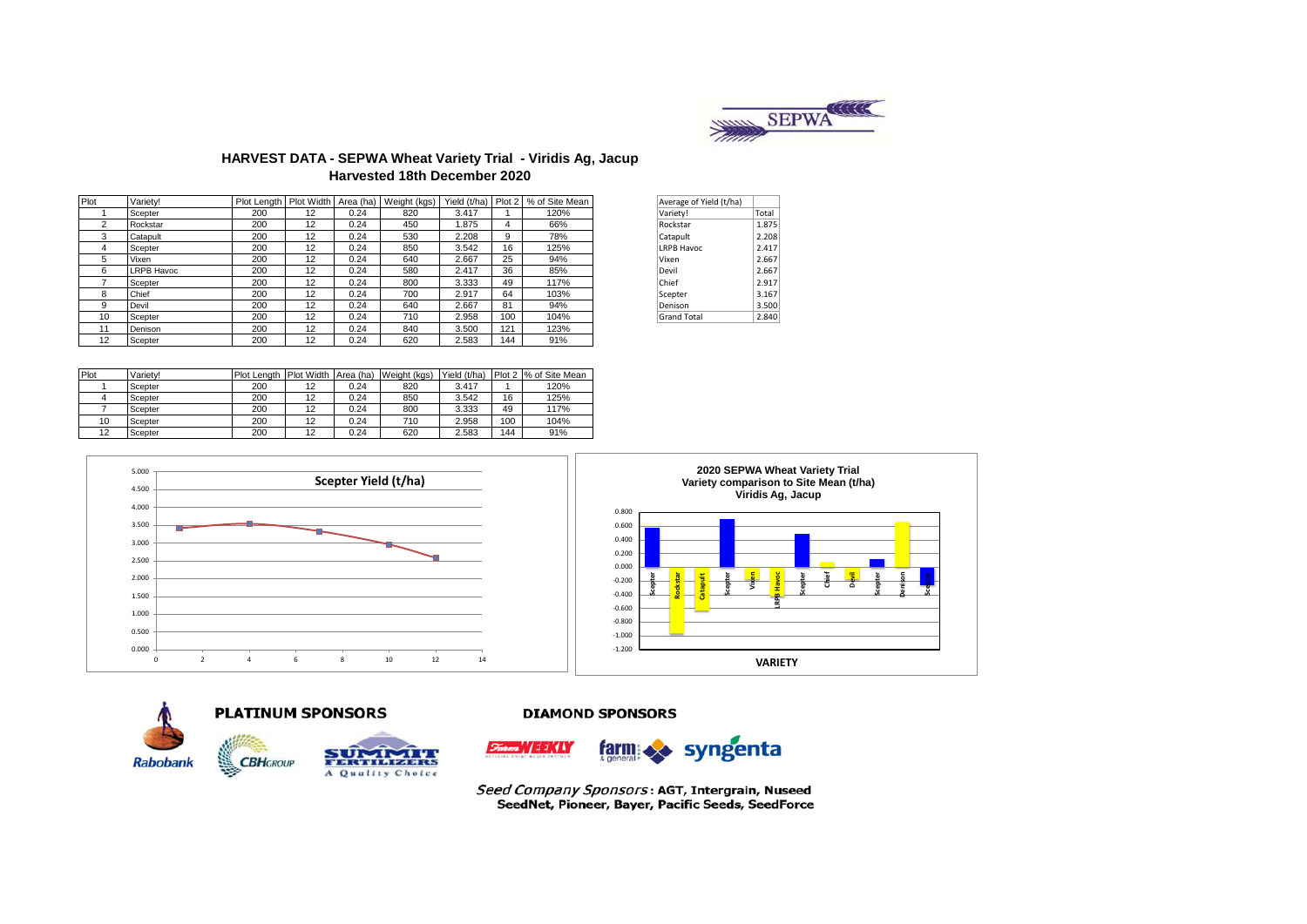# HARVEST DATA - SEPWA Wheat Variety Trial - Viridis Ag, Jacup

## Harvested 18th December 2020

| Plot | Variety! | Plot Length | Plot Width | Area (ha) | Weight (kgs) | Yield (t/ha) | Plot 2 | % of Site Mean |
|---|---|---|---|---|---|---|---|---|
| 1 | Scepter | 200 | 12 | 0.24 | 820 | 3.417 | 1 | 120% |
| 2 | Rockstar | 200 | 12 | 0.24 | 450 | 1.875 | 4 | 66% |
| 3 | Catapult | 200 | 12 | 0.24 | 530 | 2.208 | 9 | 78% |
| 4 | Scepter | 200 | 12 | 0.24 | 850 | 3.542 | 16 | 125% |
| 5 | Vixen | 200 | 12 | 0.24 | 640 | 2.667 | 25 | 94% |
| 6 | LRPB Havoc | 200 | 12 | 0.24 | 580 | 2.417 | 36 | 85% |
| 7 | Scepter | 200 | 12 | 0.24 | 800 | 3.333 | 49 | 117% |
| 8 | Chief | 200 | 12 | 0.24 | 700 | 2.917 | 64 | 103% |
| 9 | Devil | 200 | 12 | 0.24 | 640 | 2.667 | 81 | 94% |
| 10 | Scepter | 200 | 12 | 0.24 | 710 | 2.958 | 100 | 104% |
| 11 | Denison | 200 | 12 | 0.24 | 840 | 3.500 | 121 | 123% |
| 12 | Scepter | 200 | 12 | 0.24 | 620 | 2.583 | 144 | 91% |

| Average of Yield (t/ha) | |
|---|---|
| Variety! | Total |
| Rockstar | 1.875 |
| Catapult | 2.208 |
| LRPB Havoc | 2.417 |
| Vixen | 2.667 |
| Devil | 2.667 |
| Chief | 2.917 |
| Scepter | 3.167 |
| Denison | 3.500 |
| Grand Total | 2.840 |

| Plot | Variety! | Plot Length | Plot Width | Area (ha) | Weight (kgs) | Yield (t/ha) | Plot 2 | % of Site Mean |
|---|---|---|---|---|---|---|---|---|
| 1 | Scepter | 200 | 12 | 0.24 | 820 | 3.417 | 1 | 120% |
| 4 | Scepter | 200 | 12 | 0.24 | 850 | 3.542 | 16 | 125% |
| 7 | Scepter | 200 | 12 | 0.24 | 800 | 3.333 | 49 | 117% |
| 10 | Scepter | 200 | 12 | 0.24 | 710 | 2.958 | 100 | 104% |
| 12 | Scepter | 200 | 12 | 0.24 | 620 | 2.583 | 144 | 91% |

Scepter Yield (t/ha)

2020 SEPWA Wheat Variety Trial
Variety comparison to Site Mean (t/ha)
Viridis Ag, Jacup

**PLATINUM SPONSORS**

Rabobank, CBH Group, Summit Fertilizers

**DIAMOND SPONSORS**

Farm Weekly, farm & general, syngenta

*Seed Company Sponsors*: **AGT, Intergrain, Nuseed SeedNet, Pioneer, Bayer, Pacific Seeds, SeedForce**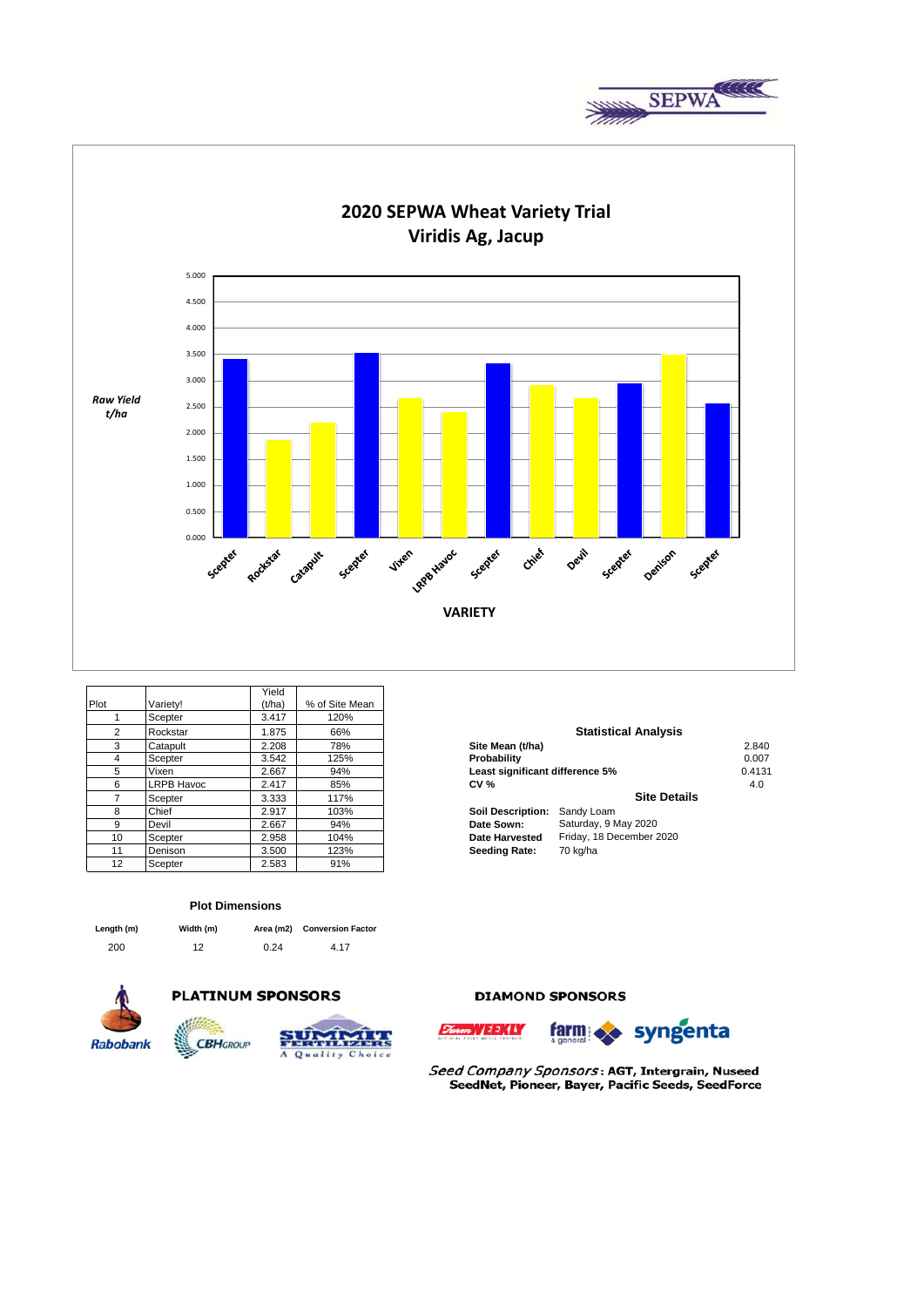# 2020 SEPWA Wheat Variety Trial
## Viridis Ag, Jacup

| Plot | Variety! | Yield (t/ha) | % of Site Mean |
|---|---|---|---|
| 1 | Scepter | 3.417 | 120% |
| 2 | Rockstar | 1.875 | 66% |
| 3 | Catapult | 2.208 | 78% |
| 4 | Scepter | 3.542 | 125% |
| 5 | Vixen | 2.667 | 94% |
| 6 | LRPB Havoc | 2.417 | 85% |
| 7 | Scepter | 3.333 | 117% |
| 8 | Chief | 2.917 | 103% |
| 9 | Devil | 2.667 | 94% |
| 10 | Scepter | 2.958 | 104% |
| 11 | Denison | 3.500 | 123% |
| 12 | Scepter | 2.583 | 91% |

### Statistical Analysis

| | |
|---|---|
| **Site Mean (t/ha)** | 2.840 |
| **Probability** | 0.007 |
| **Least significant difference 5%** | 0.4131 |
| **CV %** | 4.0 |

### Site Details

| | |
|---|---|
| **Soil Description:** | Sandy Loam |
| **Date Sown:** | Saturday, 9 May 2020 |
| **Date Harvested** | Friday, 18 December 2020 |
| **Seeding Rate:** | 70 kg/ha |

### Plot Dimensions

| Length (m) | Width (m) | Area (m2) | Conversion Factor |
|---|---|---|---|
| 200 | 12 | 0.24 | 4.17 |

**PLATINUM SPONSORS**

Rabobank, CBH Group, Summit Fertilizers – A Quality Choice

**DIAMOND SPONSORS**

Farm Weekly, farm & general, syngenta

*Seed Company Sponsors*: **AGT, Intergrain, Nuseed SeedNet, Pioneer, Bayer, Pacific Seeds, SeedForce**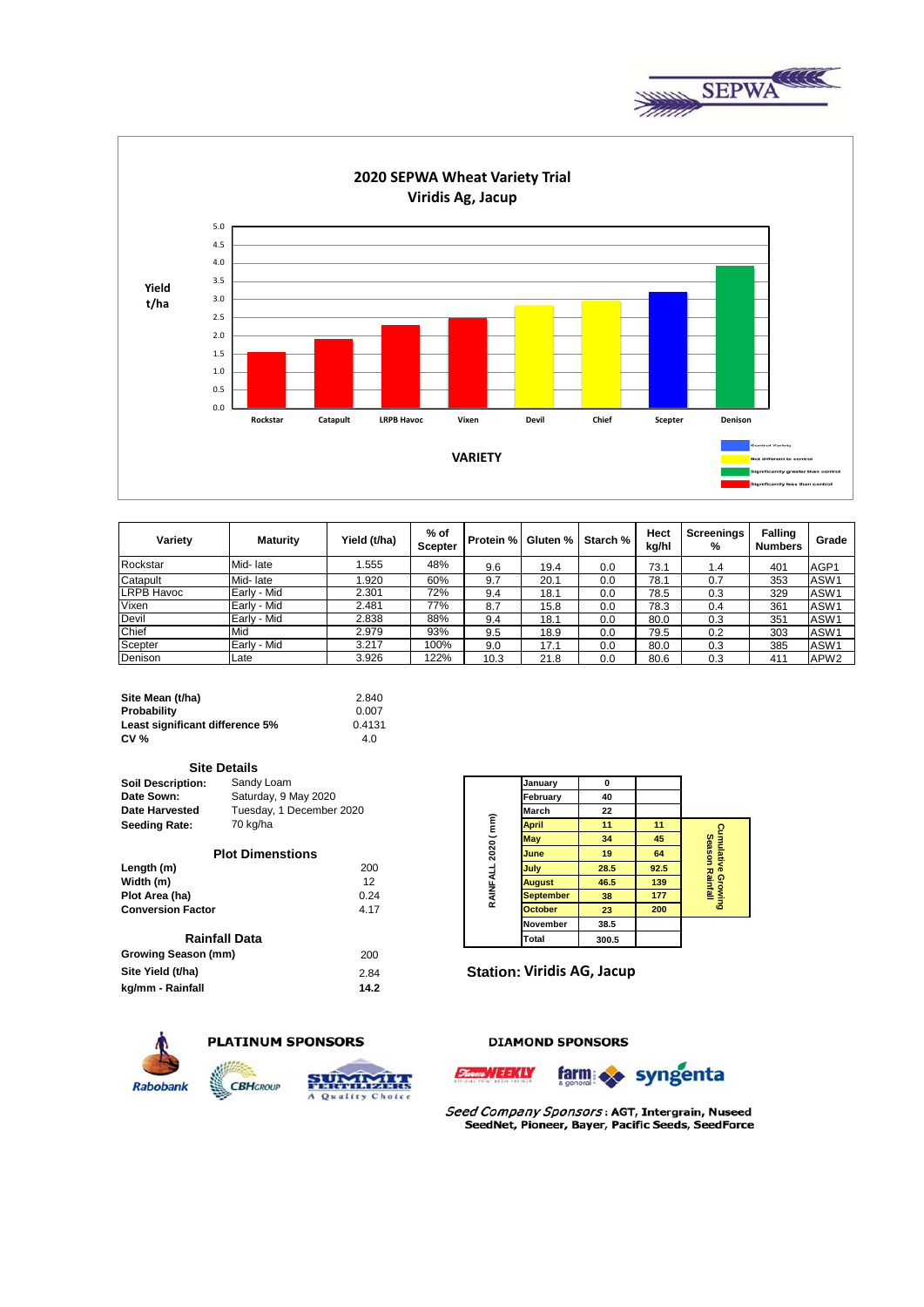SEPWA

## 2020 SEPWA Wheat Variety Trial
## Viridis Ag, Jacup

Yield t/ha

5.0
4.5
4.0
3.5
3.0
2.5
2.0
1.5
1.0
0.5
0.0

Rockstar Catapult LRPB Havoc Vixen Devil Chief Scepter Denison

VARIETY

Control Variety
Not different to control
Significantly greater than control
Significantly less than control

| Variety | Maturity | Yield (t/ha) | % of Scepter | Protein % | Gluten % | Starch % | Hect kg/hl | Screenings % | Falling Numbers | Grade |
|---|---|---|---|---|---|---|---|---|---|---|
| Rockstar | Mid- late | 1.555 | 48% | 9.6 | 19.4 | 0.0 | 73.1 | 1.4 | 401 | AGP1 |
| Catapult | Mid- late | 1.920 | 60% | 9.7 | 20.1 | 0.0 | 78.1 | 0.7 | 353 | ASW1 |
| LRPB Havoc | Early - Mid | 2.301 | 72% | 9.4 | 18.1 | 0.0 | 78.5 | 0.3 | 329 | ASW1 |
| Vixen | Early - Mid | 2.481 | 77% | 8.7 | 15.8 | 0.0 | 78.3 | 0.4 | 361 | ASW1 |
| Devil | Early - Mid | 2.838 | 88% | 9.4 | 18.1 | 0.0 | 80.0 | 0.3 | 351 | ASW1 |
| Chief | Mid | 2.979 | 93% | 9.5 | 18.9 | 0.0 | 79.5 | 0.2 | 303 | ASW1 |
| Scepter | Early - Mid | 3.217 | 100% | 9.0 | 17.1 | 0.0 | 80.0 | 0.3 | 385 | ASW1 |
| Denison | Late | 3.926 | 122% | 10.3 | 21.8 | 0.0 | 80.6 | 0.3 | 411 | APW2 |

| | |
|---|---|
| **Site Mean (t/ha)** | 2.840 |
| **Probability** | 0.007 |
| **Least significant difference 5%** | 0.4131 |
| **CV %** | 4.0 |

### Site Details

| | |
|---|---|
| **Soil Description:** | Sandy Loam |
| **Date Sown:** | Saturday, 9 May 2020 |
| **Date Harvested** | Tuesday, 1 December 2020 |
| **Seeding Rate:** | 70 kg/ha |

### Plot Dimenstions

| | |
|---|---|
| **Length (m)** | 200 |
| **Width (m)** | 12 |
| **Plot Area (ha)** | 0.24 |
| **Conversion Factor** | 4.17 |

### Rainfall Data

| | |
|---|---|
| **Growing Season (mm)** | 200 |
| **Site Yield (t/ha)** | 2.84 |
| **kg/mm - Rainfall** | 14.2 |

RAINFALL 2020 (mm)

| Month | Rainfall | Cumulative Growing Season Rainfall |
|---|---|---|
| January | 0 | |
| February | 40 | |
| March | 22 | |
| April | 11 | 11 |
| May | 34 | 45 |
| June | 19 | 64 |
| July | 28.5 | 92.5 |
| August | 46.5 | 139 |
| September | 38 | 177 |
| October | 23 | 200 |
| November | 38.5 | |
| Total | 300.5 | |

**Station: Viridis AG, Jacup**

**PLATINUM SPONSORS**

Rabobank, CBH Group, Summit Fertilizers – A Quality Choice

**DIAMOND SPONSORS**

Farm Weekly, farm & general, syngenta

*Seed Company Sponsors*: **AGT, Intergrain, Nuseed SeedNet, Pioneer, Bayer, Pacific Seeds, SeedForce**